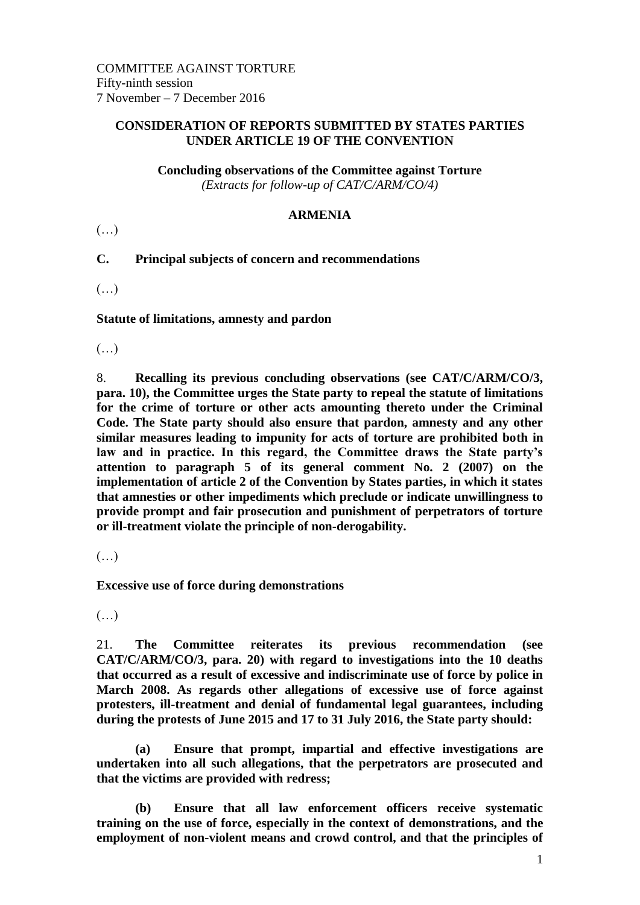COMMITTEE AGAINST TORTURE
Fifty-ninth session
7 November – 7 December 2016

**CONSIDERATION OF REPORTS SUBMITTED BY STATES PARTIES UNDER ARTICLE 19 OF THE CONVENTION**

**Concluding observations of the Committee against Torture**
*(Extracts for follow-up of CAT/C/ARM/CO/4)*

**ARMENIA**

(…)

**C. Principal subjects of concern and recommendations**

(…)

**Statute of limitations, amnesty and pardon**

(…)

8. **Recalling its previous concluding observations (see CAT/C/ARM/CO/3, para. 10), the Committee urges the State party to repeal the statute of limitations for the crime of torture or other acts amounting thereto under the Criminal Code. The State party should also ensure that pardon, amnesty and any other similar measures leading to impunity for acts of torture are prohibited both in law and in practice. In this regard, the Committee draws the State party's attention to paragraph 5 of its general comment No. 2 (2007) on the implementation of article 2 of the Convention by States parties, in which it states that amnesties or other impediments which preclude or indicate unwillingness to provide prompt and fair prosecution and punishment of perpetrators of torture or ill-treatment violate the principle of non-derogability.**

(…)

**Excessive use of force during demonstrations**

(…)

21. **The Committee reiterates its previous recommendation (see CAT/C/ARM/CO/3, para. 20) with regard to investigations into the 10 deaths that occurred as a result of excessive and indiscriminate use of force by police in March 2008. As regards other allegations of excessive use of force against protesters, ill-treatment and denial of fundamental legal guarantees, including during the protests of June 2015 and 17 to 31 July 2016, the State party should:**

**(a) Ensure that prompt, impartial and effective investigations are undertaken into all such allegations, that the perpetrators are prosecuted and that the victims are provided with redress;**

**(b) Ensure that all law enforcement officers receive systematic training on the use of force, especially in the context of demonstrations, and the employment of non-violent means and crowd control, and that the principles of**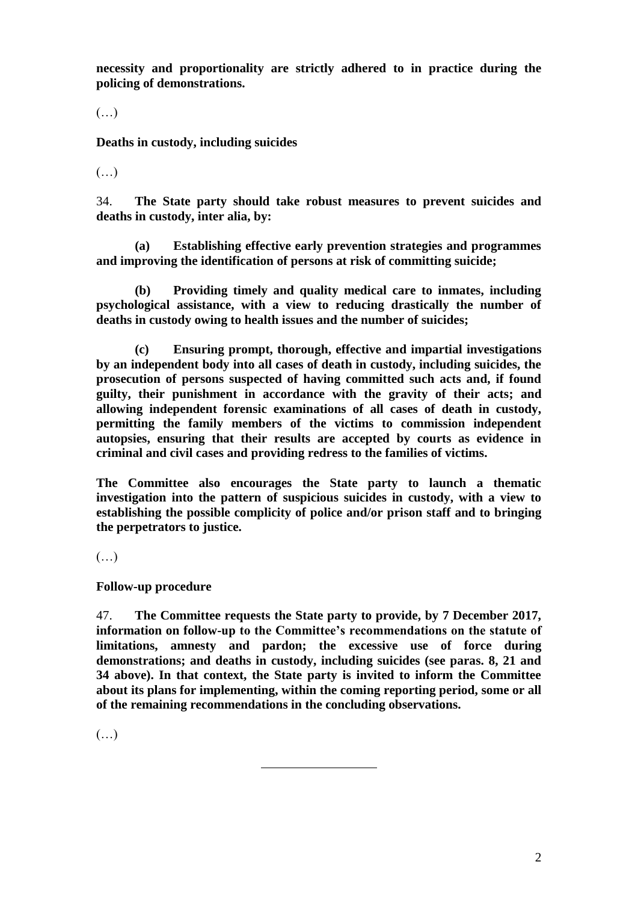**necessity and proportionality are strictly adhered to in practice during the policing of demonstrations.**

(…)

**Deaths in custody, including suicides**

(…)

34. **The State party should take robust measures to prevent suicides and deaths in custody, inter alia, by:**

**(a) Establishing effective early prevention strategies and programmes and improving the identification of persons at risk of committing suicide;**

**(b) Providing timely and quality medical care to inmates, including psychological assistance, with a view to reducing drastically the number of deaths in custody owing to health issues and the number of suicides;**

**(c) Ensuring prompt, thorough, effective and impartial investigations by an independent body into all cases of death in custody, including suicides, the prosecution of persons suspected of having committed such acts and, if found guilty, their punishment in accordance with the gravity of their acts; and allowing independent forensic examinations of all cases of death in custody, permitting the family members of the victims to commission independent autopsies, ensuring that their results are accepted by courts as evidence in criminal and civil cases and providing redress to the families of victims.**

**The Committee also encourages the State party to launch a thematic investigation into the pattern of suspicious suicides in custody, with a view to establishing the possible complicity of police and/or prison staff and to bringing the perpetrators to justice.**

(…)

**Follow-up procedure**

47. **The Committee requests the State party to provide, by 7 December 2017, information on follow-up to the Committee's recommendations on the statute of limitations, amnesty and pardon; the excessive use of force during demonstrations; and deaths in custody, including suicides (see paras. 8, 21 and 34 above). In that context, the State party is invited to inform the Committee about its plans for implementing, within the coming reporting period, some or all of the remaining recommendations in the concluding observations.**

(…)